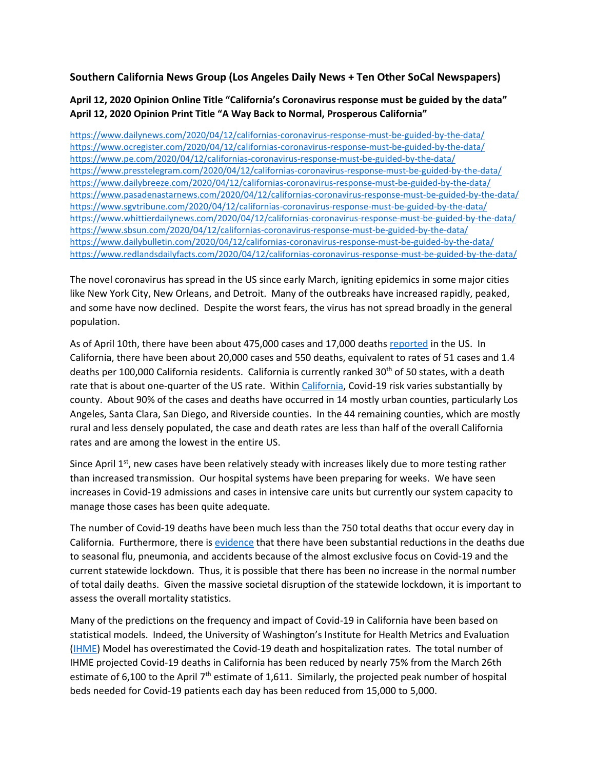### Southern California News Group (Los Angeles Daily News + Ten Other SoCal Newspapers)

#### April 12, 2020 Opinion Online Title "California's Coronavirus response must be guided by the data"
#### April 12, 2020 Opinion Print Title "A Way Back to Normal, Prosperous California"

https://www.dailynews.com/2020/04/12/californias-coronavirus-response-must-be-guided-by-the-data/
https://www.ocregister.com/2020/04/12/californias-coronavirus-response-must-be-guided-by-the-data/
https://www.pe.com/2020/04/12/californias-coronavirus-response-must-be-guided-by-the-data/
https://www.presstelegram.com/2020/04/12/californias-coronavirus-response-must-be-guided-by-the-data/
https://www.dailybreeze.com/2020/04/12/californias-coronavirus-response-must-be-guided-by-the-data/
https://www.pasadenastarnews.com/2020/04/12/californias-coronavirus-response-must-be-guided-by-the-data/
https://www.sgvtribune.com/2020/04/12/californias-coronavirus-response-must-be-guided-by-the-data/
https://www.whittierdailynews.com/2020/04/12/californias-coronavirus-response-must-be-guided-by-the-data/
https://www.sbsun.com/2020/04/12/californias-coronavirus-response-must-be-guided-by-the-data/
https://www.dailybulletin.com/2020/04/12/californias-coronavirus-response-must-be-guided-by-the-data/
https://www.redlandsdailyfacts.com/2020/04/12/californias-coronavirus-response-must-be-guided-by-the-data/

The novel coronavirus has spread in the US since early March, igniting epidemics in some major cities like New York City, New Orleans, and Detroit. Many of the outbreaks have increased rapidly, peaked, and some have now declined. Despite the worst fears, the virus has not spread broadly in the general population.

As of April 10th, there have been about 475,000 cases and 17,000 deaths reported in the US. In California, there have been about 20,000 cases and 550 deaths, equivalent to rates of 51 cases and 1.4 deaths per 100,000 California residents. California is currently ranked 30th of 50 states, with a death rate that is about one-quarter of the US rate. Within California, Covid-19 risk varies substantially by county. About 90% of the cases and deaths have occurred in 14 mostly urban counties, particularly Los Angeles, Santa Clara, San Diego, and Riverside counties. In the 44 remaining counties, which are mostly rural and less densely populated, the case and death rates are less than half of the overall California rates and are among the lowest in the entire US.

Since April 1st, new cases have been relatively steady with increases likely due to more testing rather than increased transmission. Our hospital systems have been preparing for weeks. We have seen increases in Covid-19 admissions and cases in intensive care units but currently our system capacity to manage those cases has been quite adequate.

The number of Covid-19 deaths have been much less than the 750 total deaths that occur every day in California. Furthermore, there is evidence that there have been substantial reductions in the deaths due to seasonal flu, pneumonia, and accidents because of the almost exclusive focus on Covid-19 and the current statewide lockdown. Thus, it is possible that there has been no increase in the normal number of total daily deaths. Given the massive societal disruption of the statewide lockdown, it is important to assess the overall mortality statistics.

Many of the predictions on the frequency and impact of Covid-19 in California have been based on statistical models. Indeed, the University of Washington's Institute for Health Metrics and Evaluation (IHME) Model has overestimated the Covid-19 death and hospitalization rates. The total number of IHME projected Covid-19 deaths in California has been reduced by nearly 75% from the March 26th estimate of 6,100 to the April 7th estimate of 1,611. Similarly, the projected peak number of hospital beds needed for Covid-19 patients each day has been reduced from 15,000 to 5,000.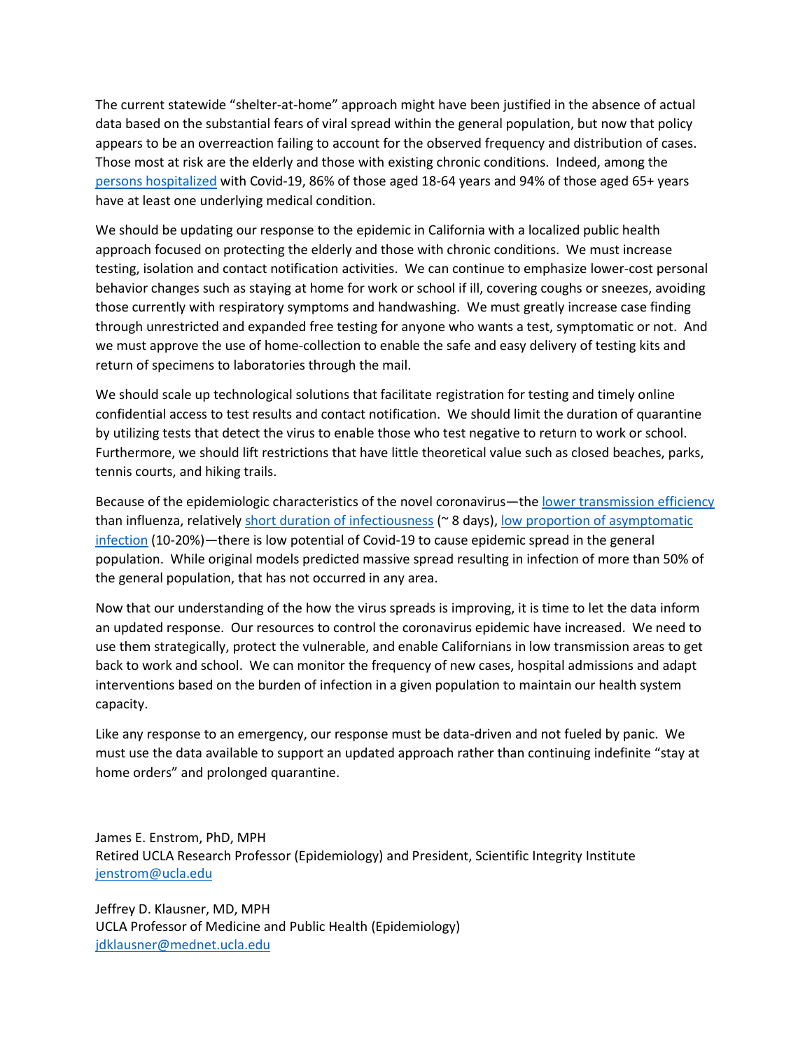The current statewide "shelter-at-home" approach might have been justified in the absence of actual data based on the substantial fears of viral spread within the general population, but now that policy appears to be an overreaction failing to account for the observed frequency and distribution of cases. Those most at risk are the elderly and those with existing chronic conditions. Indeed, among the persons hospitalized with Covid-19, 86% of those aged 18-64 years and 94% of those aged 65+ years have at least one underlying medical condition.

We should be updating our response to the epidemic in California with a localized public health approach focused on protecting the elderly and those with chronic conditions. We must increase testing, isolation and contact notification activities. We can continue to emphasize lower-cost personal behavior changes such as staying at home for work or school if ill, covering coughs or sneezes, avoiding those currently with respiratory symptoms and handwashing. We must greatly increase case finding through unrestricted and expanded free testing for anyone who wants a test, symptomatic or not. And we must approve the use of home-collection to enable the safe and easy delivery of testing kits and return of specimens to laboratories through the mail.

We should scale up technological solutions that facilitate registration for testing and timely online confidential access to test results and contact notification. We should limit the duration of quarantine by utilizing tests that detect the virus to enable those who test negative to return to work or school. Furthermore, we should lift restrictions that have little theoretical value such as closed beaches, parks, tennis courts, and hiking trails.

Because of the epidemiologic characteristics of the novel coronavirus—the lower transmission efficiency than influenza, relatively short duration of infectiousness (~ 8 days), low proportion of asymptomatic infection (10-20%)—there is low potential of Covid-19 to cause epidemic spread in the general population. While original models predicted massive spread resulting in infection of more than 50% of the general population, that has not occurred in any area.

Now that our understanding of the how the virus spreads is improving, it is time to let the data inform an updated response. Our resources to control the coronavirus epidemic have increased. We need to use them strategically, protect the vulnerable, and enable Californians in low transmission areas to get back to work and school. We can monitor the frequency of new cases, hospital admissions and adapt interventions based on the burden of infection in a given population to maintain our health system capacity.

Like any response to an emergency, our response must be data-driven and not fueled by panic. We must use the data available to support an updated approach rather than continuing indefinite "stay at home orders" and prolonged quarantine.

James E. Enstrom, PhD, MPH
Retired UCLA Research Professor (Epidemiology) and President, Scientific Integrity Institute
jenstrom@ucla.edu

Jeffrey D. Klausner, MD, MPH
UCLA Professor of Medicine and Public Health (Epidemiology)
jdklausner@mednet.ucla.edu